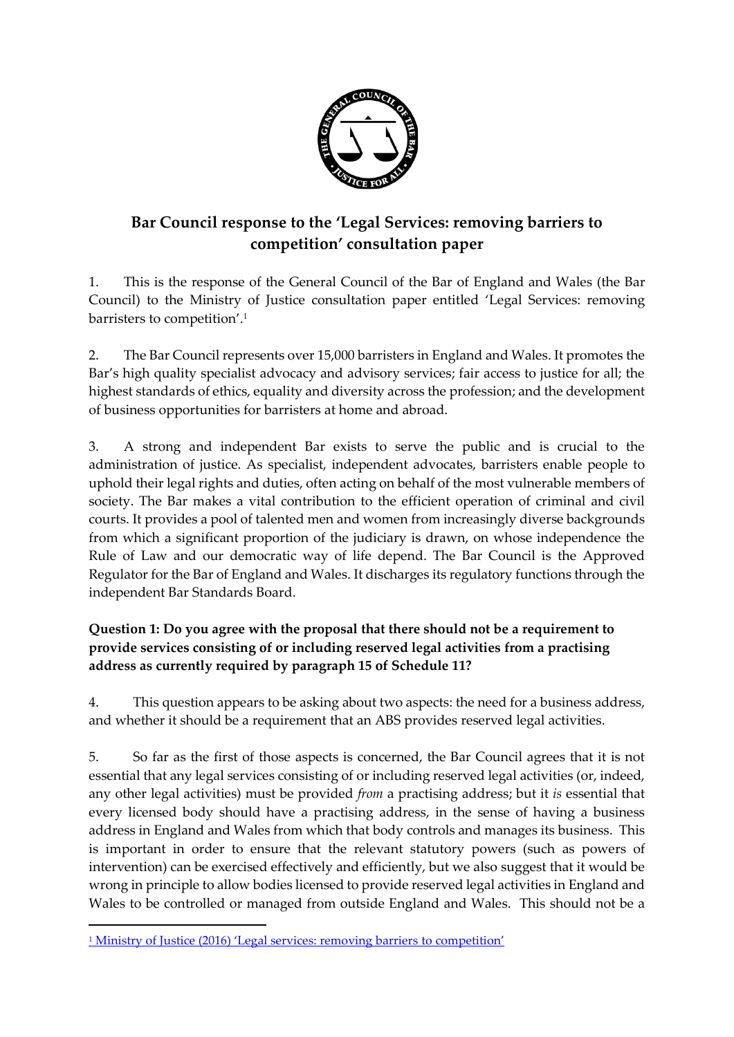# Bar Council response to the 'Legal Services: removing barriers to competition' consultation paper

1. This is the response of the General Council of the Bar of England and Wales (the Bar Council) to the Ministry of Justice consultation paper entitled 'Legal Services: removing barristers to competition'.[1]

2. The Bar Council represents over 15,000 barristers in England and Wales. It promotes the Bar's high quality specialist advocacy and advisory services; fair access to justice for all; the highest standards of ethics, equality and diversity across the profession; and the development of business opportunities for barristers at home and abroad.

3. A strong and independent Bar exists to serve the public and is crucial to the administration of justice. As specialist, independent advocates, barristers enable people to uphold their legal rights and duties, often acting on behalf of the most vulnerable members of society. The Bar makes a vital contribution to the efficient operation of criminal and civil courts. It provides a pool of talented men and women from increasingly diverse backgrounds from which a significant proportion of the judiciary is drawn, on whose independence the Rule of Law and our democratic way of life depend. The Bar Council is the Approved Regulator for the Bar of England and Wales. It discharges its regulatory functions through the independent Bar Standards Board.

**Question 1: Do you agree with the proposal that there should not be a requirement to provide services consisting of or including reserved legal activities from a practising address as currently required by paragraph 15 of Schedule 11?**

4. This question appears to be asking about two aspects: the need for a business address, and whether it should be a requirement that an ABS provides reserved legal activities.

5. So far as the first of those aspects is concerned, the Bar Council agrees that it is not essential that any legal services consisting of or including reserved legal activities (or, indeed, any other legal activities) must be provided *from* a practising address; but it *is* essential that every licensed body should have a practising address, in the sense of having a business address in England and Wales from which that body controls and manages its business. This is important in order to ensure that the relevant statutory powers (such as powers of intervention) can be exercised effectively and efficiently, but we also suggest that it would be wrong in principle to allow bodies licensed to provide reserved legal activities in England and Wales to be controlled or managed from outside England and Wales. This should not be a

[1] Ministry of Justice (2016) 'Legal services: removing barriers to competition'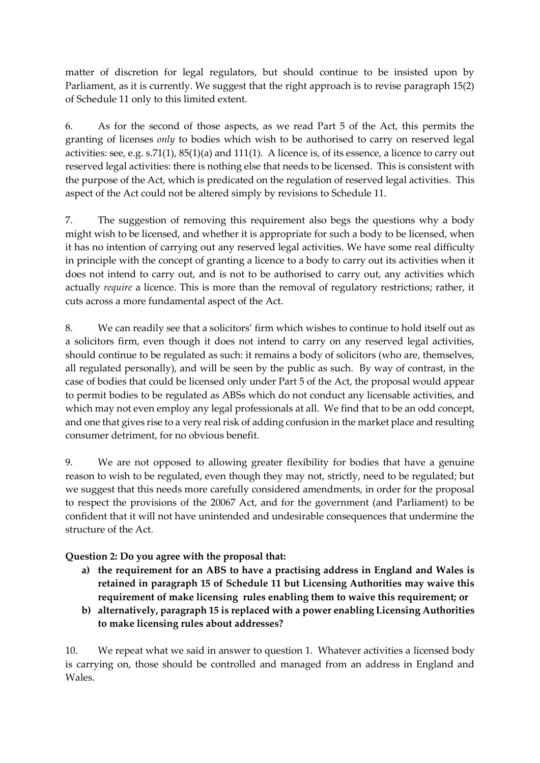matter of discretion for legal regulators, but should continue to be insisted upon by Parliament, as it is currently. We suggest that the right approach is to revise paragraph 15(2) of Schedule 11 only to this limited extent.

6. As for the second of those aspects, as we read Part 5 of the Act, this permits the granting of licenses *only* to bodies which wish to be authorised to carry on reserved legal activities: see, e.g. s.71(1), 85(1)(a) and 111(1). A licence is, of its essence, a licence to carry out reserved legal activities: there is nothing else that needs to be licensed. This is consistent with the purpose of the Act, which is predicated on the regulation of reserved legal activities. This aspect of the Act could not be altered simply by revisions to Schedule 11.

7. The suggestion of removing this requirement also begs the questions why a body might wish to be licensed, and whether it is appropriate for such a body to be licensed, when it has no intention of carrying out any reserved legal activities. We have some real difficulty in principle with the concept of granting a licence to a body to carry out its activities when it does not intend to carry out, and is not to be authorised to carry out, any activities which actually *require* a licence. This is more than the removal of regulatory restrictions; rather, it cuts across a more fundamental aspect of the Act.

8. We can readily see that a solicitors' firm which wishes to continue to hold itself out as a solicitors firm, even though it does not intend to carry on any reserved legal activities, should continue to be regulated as such: it remains a body of solicitors (who are, themselves, all regulated personally), and will be seen by the public as such. By way of contrast, in the case of bodies that could be licensed only under Part 5 of the Act, the proposal would appear to permit bodies to be regulated as ABSs which do not conduct any licensable activities, and which may not even employ any legal professionals at all. We find that to be an odd concept, and one that gives rise to a very real risk of adding confusion in the market place and resulting consumer detriment, for no obvious benefit.

9. We are not opposed to allowing greater flexibility for bodies that have a genuine reason to wish to be regulated, even though they may not, strictly, need to be regulated; but we suggest that this needs more carefully considered amendments, in order for the proposal to respect the provisions of the 20067 Act, and for the government (and Parliament) to be confident that it will not have unintended and undesirable consequences that undermine the structure of the Act.

**Question 2: Do you agree with the proposal that:**

**a) the requirement for an ABS to have a practising address in England and Wales is retained in paragraph 15 of Schedule 11 but Licensing Authorities may waive this requirement of make licensing rules enabling them to waive this requirement; or**

**b) alternatively, paragraph 15 is replaced with a power enabling Licensing Authorities to make licensing rules about addresses?**

10. We repeat what we said in answer to question 1. Whatever activities a licensed body is carrying on, those should be controlled and managed from an address in England and Wales.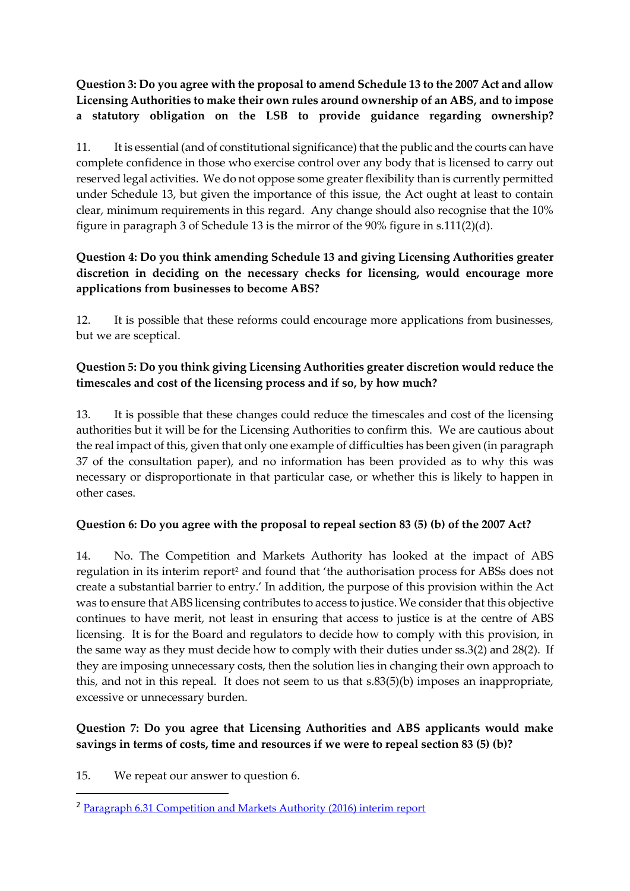**Question 3: Do you agree with the proposal to amend Schedule 13 to the 2007 Act and allow Licensing Authorities to make their own rules around ownership of an ABS, and to impose a statutory obligation on the LSB to provide guidance regarding ownership?**

11. It is essential (and of constitutional significance) that the public and the courts can have complete confidence in those who exercise control over any body that is licensed to carry out reserved legal activities. We do not oppose some greater flexibility than is currently permitted under Schedule 13, but given the importance of this issue, the Act ought at least to contain clear, minimum requirements in this regard. Any change should also recognise that the 10% figure in paragraph 3 of Schedule 13 is the mirror of the 90% figure in s.111(2)(d).

**Question 4: Do you think amending Schedule 13 and giving Licensing Authorities greater discretion in deciding on the necessary checks for licensing, would encourage more applications from businesses to become ABS?**

12. It is possible that these reforms could encourage more applications from businesses, but we are sceptical.

**Question 5: Do you think giving Licensing Authorities greater discretion would reduce the timescales and cost of the licensing process and if so, by how much?**

13. It is possible that these changes could reduce the timescales and cost of the licensing authorities but it will be for the Licensing Authorities to confirm this. We are cautious about the real impact of this, given that only one example of difficulties has been given (in paragraph 37 of the consultation paper), and no information has been provided as to why this was necessary or disproportionate in that particular case, or whether this is likely to happen in other cases.

**Question 6: Do you agree with the proposal to repeal section 83 (5) (b) of the 2007 Act?**

14. No. The Competition and Markets Authority has looked at the impact of ABS regulation in its interim report[2] and found that 'the authorisation process for ABSs does not create a substantial barrier to entry.' In addition, the purpose of this provision within the Act was to ensure that ABS licensing contributes to access to justice. We consider that this objective continues to have merit, not least in ensuring that access to justice is at the centre of ABS licensing. It is for the Board and regulators to decide how to comply with this provision, in the same way as they must decide how to comply with their duties under ss.3(2) and 28(2). If they are imposing unnecessary costs, then the solution lies in changing their own approach to this, and not in this repeal. It does not seem to us that s.83(5)(b) imposes an inappropriate, excessive or unnecessary burden.

**Question 7: Do you agree that Licensing Authorities and ABS applicants would make savings in terms of costs, time and resources if we were to repeal section 83 (5) (b)?**

15. We repeat our answer to question 6.

---

[2] Paragraph 6.31 Competition and Markets Authority (2016) interim report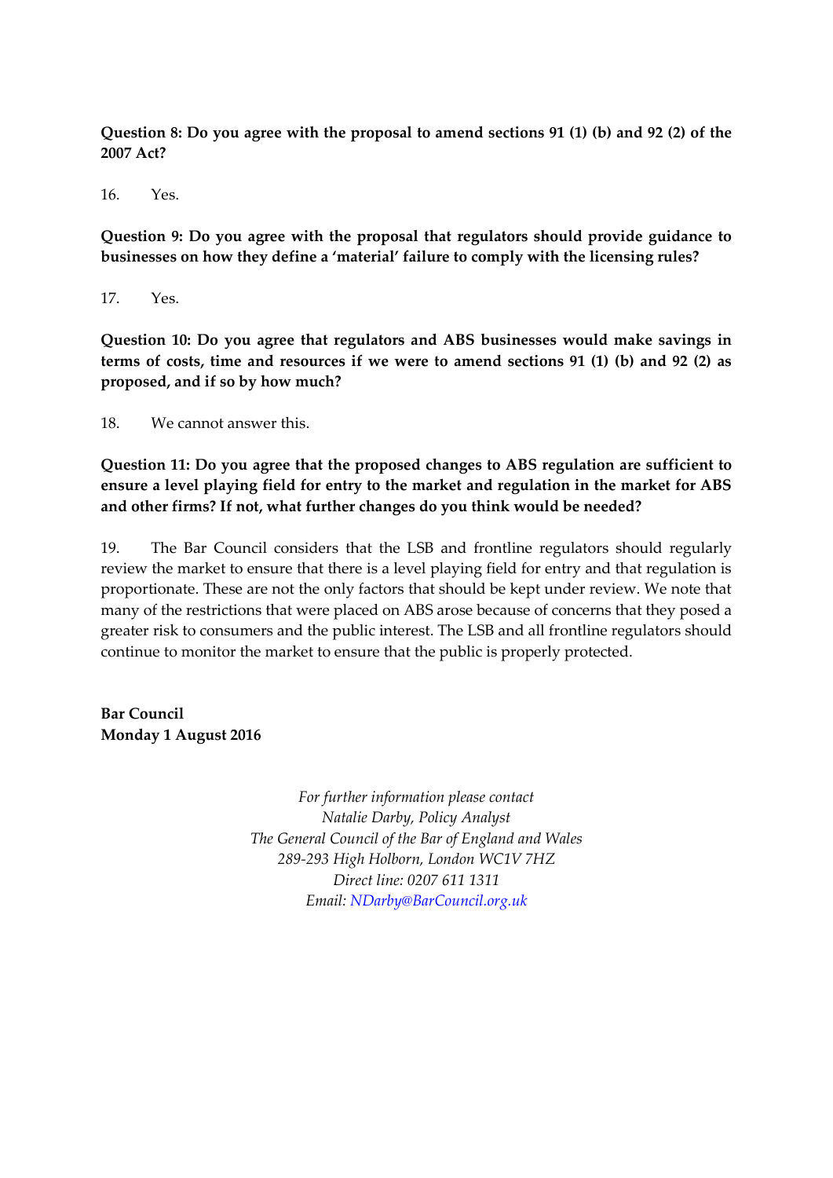**Question 8: Do you agree with the proposal to amend sections 91 (1) (b) and 92 (2) of the 2007 Act?**

16. Yes.

**Question 9: Do you agree with the proposal that regulators should provide guidance to businesses on how they define a 'material' failure to comply with the licensing rules?**

17. Yes.

**Question 10: Do you agree that regulators and ABS businesses would make savings in terms of costs, time and resources if we were to amend sections 91 (1) (b) and 92 (2) as proposed, and if so by how much?**

18. We cannot answer this.

**Question 11: Do you agree that the proposed changes to ABS regulation are sufficient to ensure a level playing field for entry to the market and regulation in the market for ABS and other firms? If not, what further changes do you think would be needed?**

19. The Bar Council considers that the LSB and frontline regulators should regularly review the market to ensure that there is a level playing field for entry and that regulation is proportionate. These are not the only factors that should be kept under review. We note that many of the restrictions that were placed on ABS arose because of concerns that they posed a greater risk to consumers and the public interest. The LSB and all frontline regulators should continue to monitor the market to ensure that the public is properly protected.

**Bar Council**
**Monday 1 August 2016**

*For further information please contact*
*Natalie Darby, Policy Analyst*
*The General Council of the Bar of England and Wales*
*289-293 High Holborn, London WC1V 7HZ*
*Direct line: 0207 611 1311*
*Email: NDarby@BarCouncil.org.uk*